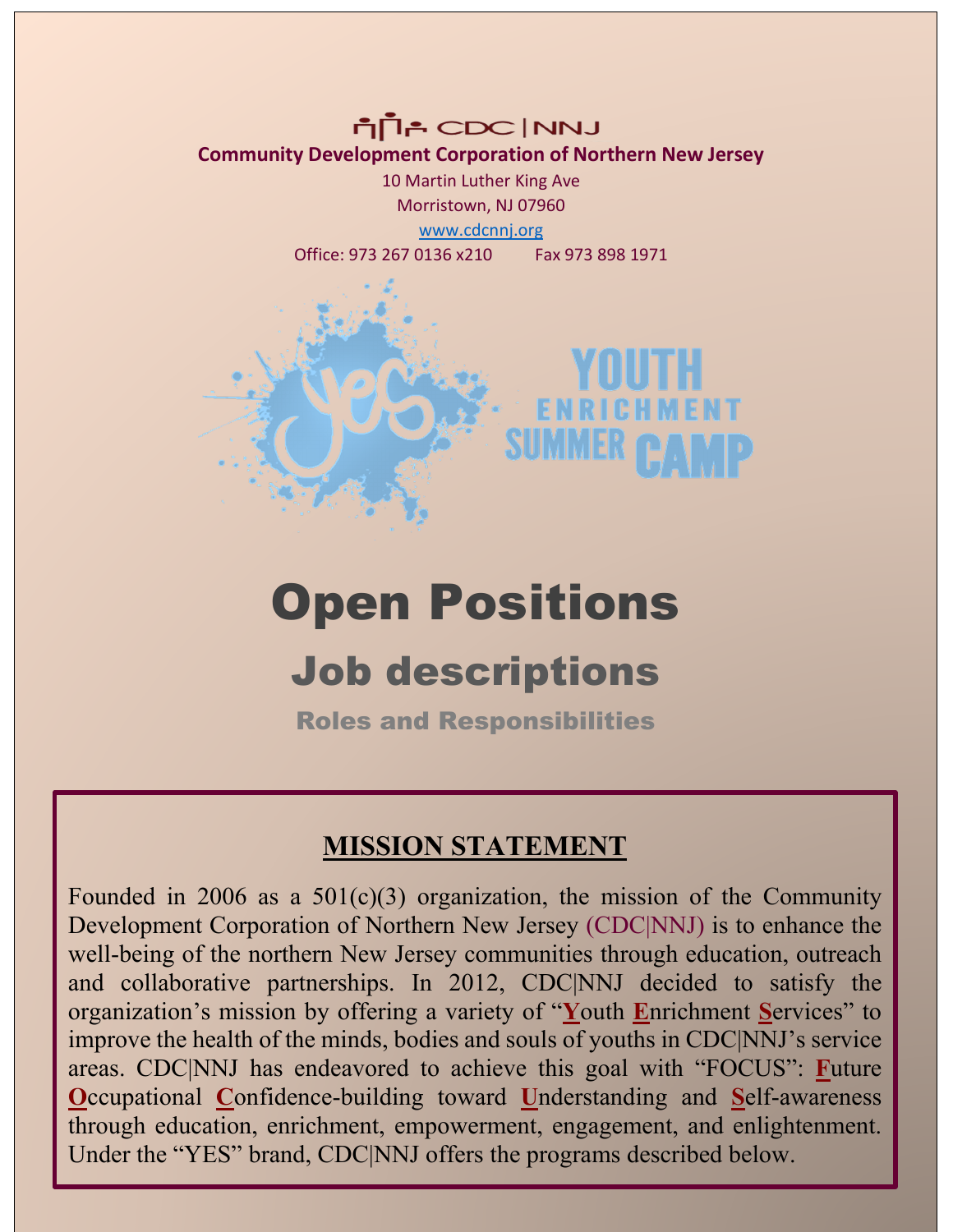CDC|NNJ

**Community Development Corporation of Northern New Jersey**

10 Martin Luther King Ave

Morristown, NJ 07960

www.cdcnnj.org

Office: 973 267 0136 x210 Fax 973 898 1971

YES YOUTH ENRICHMENT SUMMER CAMP

# Open Positions

## Job descriptions

### Roles and Responsibilities

## MISSION STATEMENT

Founded in 2006 as a 501(c)(3) organization, the mission of the Community Development Corporation of Northern New Jersey (CDC|NNJ) is to enhance the well-being of the northern New Jersey communities through education, outreach and collaborative partnerships. In 2012, CDC|NNJ decided to satisfy the organization's mission by offering a variety of "**Y**outh **E**nrichment **S**ervices" to improve the health of the minds, bodies and souls of youths in CDC|NNJ's service areas. CDC|NNJ has endeavored to achieve this goal with "FOCUS": **F**uture **O**ccupational **C**onfidence-building toward **U**nderstanding and **S**elf-awareness through education, enrichment, empowerment, engagement, and enlightenment. Under the "YES" brand, CDC|NNJ offers the programs described below.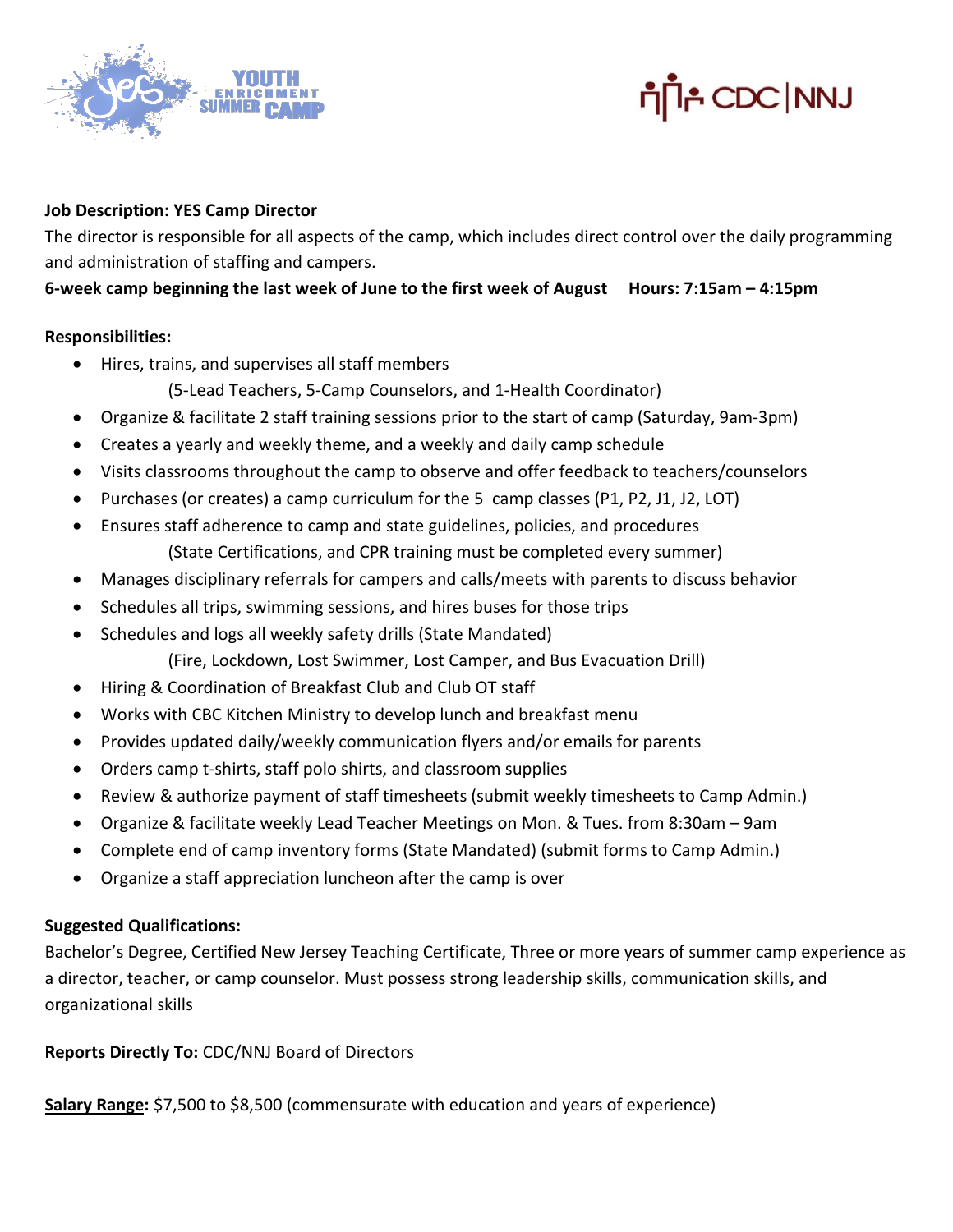**Job Description: YES Camp Director**

The director is responsible for all aspects of the camp, which includes direct control over the daily programming and administration of staffing and campers.

**6-week camp beginning the last week of June to the first week of August    Hours: 7:15am – 4:15pm**

**Responsibilities:**

- Hires, trains, and supervises all staff members
  (5-Lead Teachers, 5-Camp Counselors, and 1-Health Coordinator)
- Organize & facilitate 2 staff training sessions prior to the start of camp (Saturday, 9am-3pm)
- Creates a yearly and weekly theme, and a weekly and daily camp schedule
- Visits classrooms throughout the camp to observe and offer feedback to teachers/counselors
- Purchases (or creates) a camp curriculum for the 5 camp classes (P1, P2, J1, J2, LOT)
- Ensures staff adherence to camp and state guidelines, policies, and procedures
  (State Certifications, and CPR training must be completed every summer)
- Manages disciplinary referrals for campers and calls/meets with parents to discuss behavior
- Schedules all trips, swimming sessions, and hires buses for those trips
- Schedules and logs all weekly safety drills (State Mandated)
  (Fire, Lockdown, Lost Swimmer, Lost Camper, and Bus Evacuation Drill)
- Hiring & Coordination of Breakfast Club and Club OT staff
- Works with CBC Kitchen Ministry to develop lunch and breakfast menu
- Provides updated daily/weekly communication flyers and/or emails for parents
- Orders camp t-shirts, staff polo shirts, and classroom supplies
- Review & authorize payment of staff timesheets (submit weekly timesheets to Camp Admin.)
- Organize & facilitate weekly Lead Teacher Meetings on Mon. & Tues. from 8:30am – 9am
- Complete end of camp inventory forms (State Mandated) (submit forms to Camp Admin.)
- Organize a staff appreciation luncheon after the camp is over

**Suggested Qualifications:**

Bachelor's Degree, Certified New Jersey Teaching Certificate, Three or more years of summer camp experience as a director, teacher, or camp counselor. Must possess strong leadership skills, communication skills, and organizational skills

**Reports Directly To:** CDC/NNJ Board of Directors

**Salary Range:** $7,500 to $8,500 (commensurate with education and years of experience)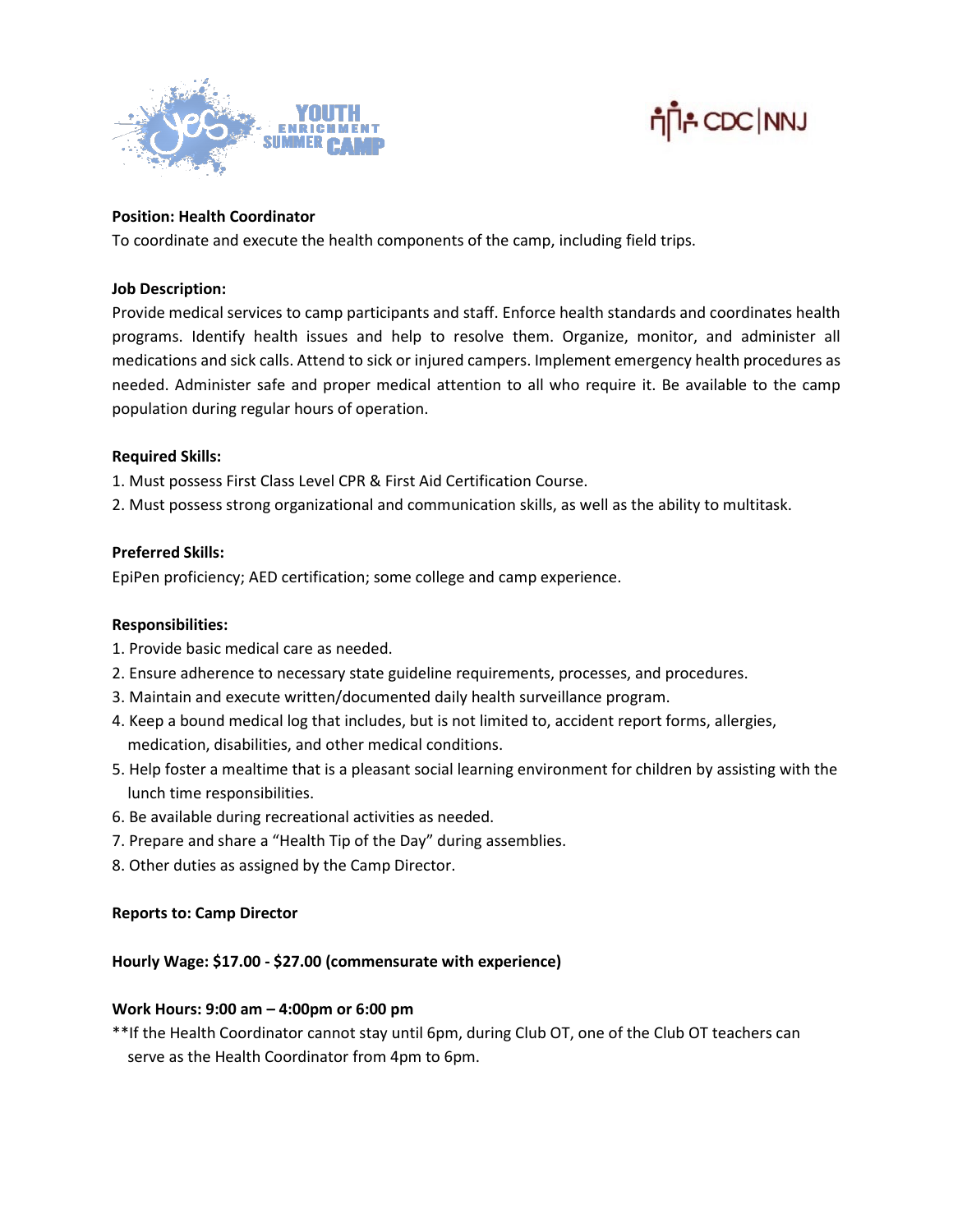**Position: Health Coordinator**

To coordinate and execute the health components of the camp, including field trips.

**Job Description:**

Provide medical services to camp participants and staff. Enforce health standards and coordinates health programs. Identify health issues and help to resolve them. Organize, monitor, and administer all medications and sick calls. Attend to sick or injured campers. Implement emergency health procedures as needed. Administer safe and proper medical attention to all who require it. Be available to the camp population during regular hours of operation.

**Required Skills:**

1. Must possess First Class Level CPR & First Aid Certification Course.
2. Must possess strong organizational and communication skills, as well as the ability to multitask.

**Preferred Skills:**

EpiPen proficiency; AED certification; some college and camp experience.

**Responsibilities:**

1. Provide basic medical care as needed.
2. Ensure adherence to necessary state guideline requirements, processes, and procedures.
3. Maintain and execute written/documented daily health surveillance program.
4. Keep a bound medical log that includes, but is not limited to, accident report forms, allergies, medication, disabilities, and other medical conditions.
5. Help foster a mealtime that is a pleasant social learning environment for children by assisting with the lunch time responsibilities.
6. Be available during recreational activities as needed.
7. Prepare and share a "Health Tip of the Day" during assemblies.
8. Other duties as assigned by the Camp Director.

**Reports to: Camp Director**

**Hourly Wage: $17.00 - $27.00 (commensurate with experience)**

**Work Hours: 9:00 am – 4:00pm or 6:00 pm**

**If the Health Coordinator cannot stay until 6pm, during Club OT, one of the Club OT teachers can serve as the Health Coordinator from 4pm to 6pm.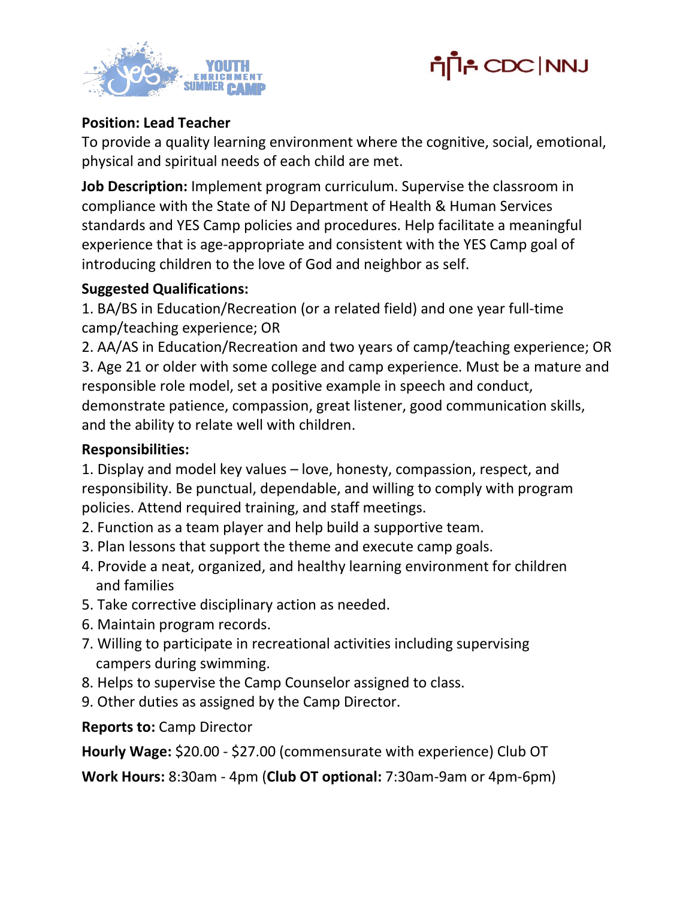**Position: Lead Teacher**

To provide a quality learning environment where the cognitive, social, emotional, physical and spiritual needs of each child are met.

**Job Description:** Implement program curriculum. Supervise the classroom in compliance with the State of NJ Department of Health & Human Services standards and YES Camp policies and procedures. Help facilitate a meaningful experience that is age-appropriate and consistent with the YES Camp goal of introducing children to the love of God and neighbor as self.

**Suggested Qualifications:**

1. BA/BS in Education/Recreation (or a related field) and one year full-time camp/teaching experience; OR
2. AA/AS in Education/Recreation and two years of camp/teaching experience; OR
3. Age 21 or older with some college and camp experience. Must be a mature and responsible role model, set a positive example in speech and conduct, demonstrate patience, compassion, great listener, good communication skills, and the ability to relate well with children.

**Responsibilities:**

1. Display and model key values – love, honesty, compassion, respect, and responsibility. Be punctual, dependable, and willing to comply with program policies. Attend required training, and staff meetings.
2. Function as a team player and help build a supportive team.
3. Plan lessons that support the theme and execute camp goals.
4. Provide a neat, organized, and healthy learning environment for children and families
5. Take corrective disciplinary action as needed.
6. Maintain program records.
7. Willing to participate in recreational activities including supervising campers during swimming.
8. Helps to supervise the Camp Counselor assigned to class.
9. Other duties as assigned by the Camp Director.

**Reports to:** Camp Director

**Hourly Wage:** $20.00 - $27.00 (commensurate with experience) Club OT

**Work Hours:** 8:30am - 4pm (**Club OT optional:** 7:30am-9am or 4pm-6pm)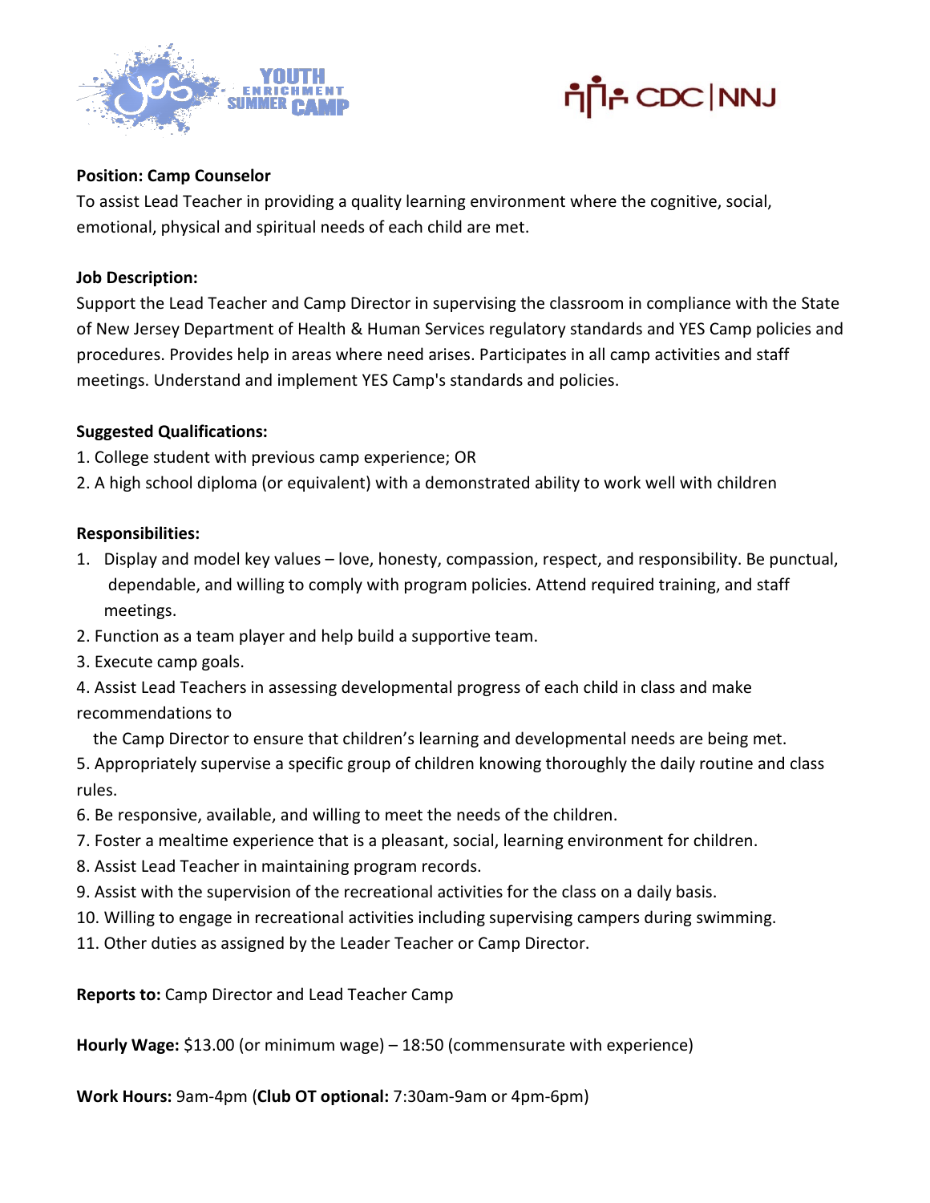**Position: Camp Counselor**

To assist Lead Teacher in providing a quality learning environment where the cognitive, social, emotional, physical and spiritual needs of each child are met.

**Job Description:**

Support the Lead Teacher and Camp Director in supervising the classroom in compliance with the State of New Jersey Department of Health & Human Services regulatory standards and YES Camp policies and procedures. Provides help in areas where need arises. Participates in all camp activities and staff meetings. Understand and implement YES Camp's standards and policies.

**Suggested Qualifications:**

1. College student with previous camp experience; OR
2. A high school diploma (or equivalent) with a demonstrated ability to work well with children

**Responsibilities:**

1. Display and model key values – love, honesty, compassion, respect, and responsibility. Be punctual, dependable, and willing to comply with program policies. Attend required training, and staff meetings.
2. Function as a team player and help build a supportive team.
3. Execute camp goals.
4. Assist Lead Teachers in assessing developmental progress of each child in class and make recommendations to the Camp Director to ensure that children's learning and developmental needs are being met.
5. Appropriately supervise a specific group of children knowing thoroughly the daily routine and class rules.
6. Be responsive, available, and willing to meet the needs of the children.
7. Foster a mealtime experience that is a pleasant, social, learning environment for children.
8. Assist Lead Teacher in maintaining program records.
9. Assist with the supervision of the recreational activities for the class on a daily basis.
10. Willing to engage in recreational activities including supervising campers during swimming.
11. Other duties as assigned by the Leader Teacher or Camp Director.

**Reports to:** Camp Director and Lead Teacher Camp

**Hourly Wage:** $13.00 (or minimum wage) – 18:50 (commensurate with experience)

**Work Hours:** 9am-4pm (**Club OT optional:** 7:30am-9am or 4pm-6pm)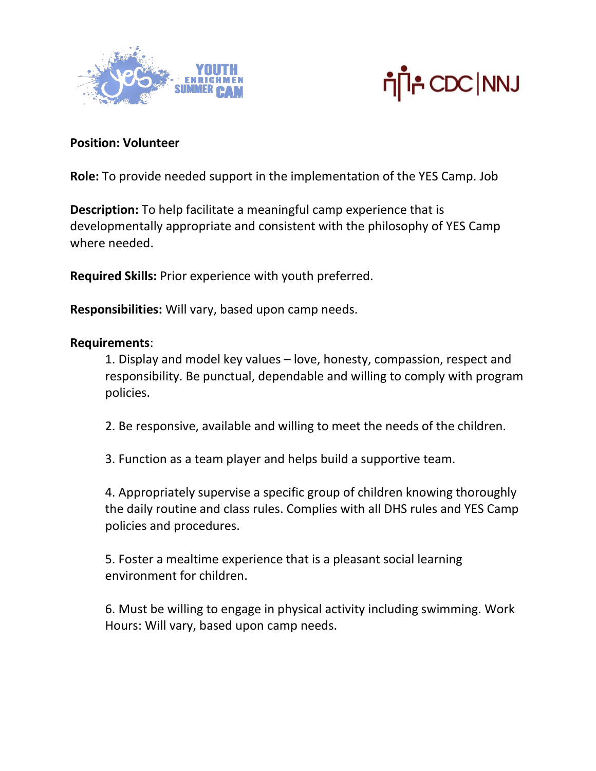**Position: Volunteer**

**Role:** To provide needed support in the implementation of the YES Camp. Job

**Description:** To help facilitate a meaningful camp experience that is developmentally appropriate and consistent with the philosophy of YES Camp where needed.

**Required Skills:** Prior experience with youth preferred.

**Responsibilities:** Will vary, based upon camp needs.

**Requirements**:

1. Display and model key values – love, honesty, compassion, respect and responsibility. Be punctual, dependable and willing to comply with program policies.

2. Be responsive, available and willing to meet the needs of the children.

3. Function as a team player and helps build a supportive team.

4. Appropriately supervise a specific group of children knowing thoroughly the daily routine and class rules. Complies with all DHS rules and YES Camp policies and procedures.

5. Foster a mealtime experience that is a pleasant social learning environment for children.

6. Must be willing to engage in physical activity including swimming. Work Hours: Will vary, based upon camp needs.